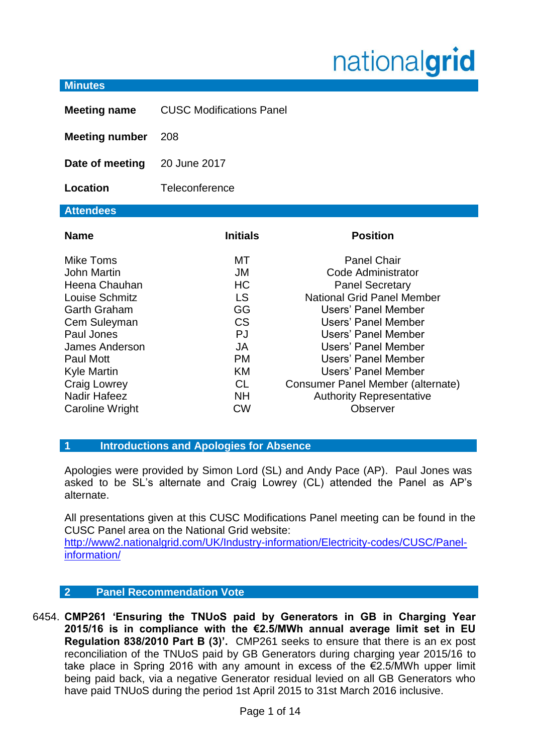nationalgrid

## Minutes

| | |
|---|---|
| **Meeting name** | CUSC Modifications Panel |
| **Meeting number** | 208 |
| **Date of meeting** | 20 June 2017 |
| **Location** | Teleconference |

## Attendees

| Name | Initials | Position |
|---|---|---|
| Mike Toms | MT | Panel Chair |
| John Martin | JM | Code Administrator |
| Heena Chauhan | HC | Panel Secretary |
| Louise Schmitz | LS | National Grid Panel Member |
| Garth Graham | GG | Users' Panel Member |
| Cem Suleyman | CS | Users' Panel Member |
| Paul Jones | PJ | Users' Panel Member |
| James Anderson | JA | Users' Panel Member |
| Paul Mott | PM | Users' Panel Member |
| Kyle Martin | KM | Users' Panel Member |
| Craig Lowrey | CL | Consumer Panel Member (alternate) |
| Nadir Hafeez | NH | Authority Representative |
| Caroline Wright | CW | Observer |

## 1 Introductions and Apologies for Absence

Apologies were provided by Simon Lord (SL) and Andy Pace (AP). Paul Jones was asked to be SL's alternate and Craig Lowrey (CL) attended the Panel as AP's alternate.

All presentations given at this CUSC Modifications Panel meeting can be found in the CUSC Panel area on the National Grid website: http://www2.nationalgrid.com/UK/Industry-information/Electricity-codes/CUSC/Panel-information/

## 2 Panel Recommendation Vote

6454. **CMP261 'Ensuring the TNUoS paid by Generators in GB in Charging Year 2015/16 is in compliance with the €2.5/MWh annual average limit set in EU Regulation 838/2010 Part B (3)'.** CMP261 seeks to ensure that there is an ex post reconciliation of the TNUoS paid by GB Generators during charging year 2015/16 to take place in Spring 2016 with any amount in excess of the €2.5/MWh upper limit being paid back, via a negative Generator residual levied on all GB Generators who have paid TNUoS during the period 1st April 2015 to 31st March 2016 inclusive.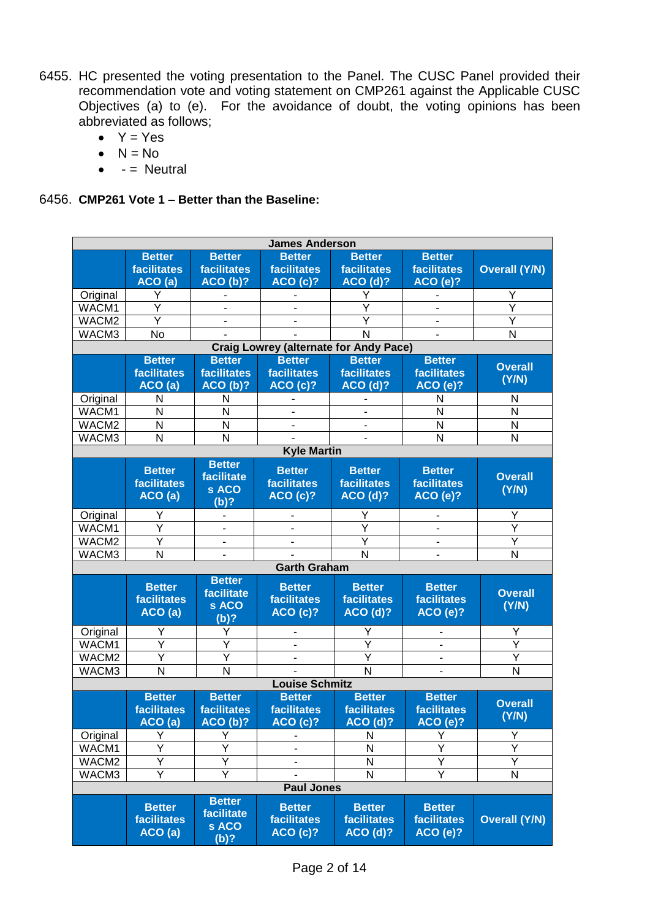6455. HC presented the voting presentation to the Panel. The CUSC Panel provided their recommendation vote and voting statement on CMP261 against the Applicable CUSC Objectives (a) to (e). For the avoidance of doubt, the voting opinions has been abbreviated as follows;

- Y = Yes
- N = No
- \- = Neutral

6456. **CMP261 Vote 1 – Better than the Baseline:**

| James Anderson | | | | | | |
|---|---|---|---|---|---|---|
| | Better facilitates ACO (a) | Better facilitates ACO (b)? | Better facilitates ACO (c)? | Better facilitates ACO (d)? | Better facilitates ACO (e)? | Overall (Y/N) |
| Original | Y | - | - | Y | - | Y |
| WACM1 | Y | - | - | Y | - | Y |
| WACM2 | Y | - | - | Y | - | Y |
| WACM3 | No | - | - | N | - | N |
| **Craig Lowrey (alternate for Andy Pace)** | | | | | | |
| | Better facilitates ACO (a) | Better facilitates ACO (b)? | Better facilitates ACO (c)? | Better facilitates ACO (d)? | Better facilitates ACO (e)? | Overall (Y/N) |
| Original | N | N | - | - | N | N |
| WACM1 | N | N | - | - | N | N |
| WACM2 | N | N | - | - | N | N |
| WACM3 | N | N | - | - | N | N |
| **Kyle Martin** | | | | | | |
| | Better facilitates ACO (a) | Better facilitates ACO (b)? | Better facilitates ACO (c)? | Better facilitates ACO (d)? | Better facilitates ACO (e)? | Overall (Y/N) |
| Original | Y | - | - | Y | - | Y |
| WACM1 | Y | - | - | Y | - | Y |
| WACM2 | Y | - | - | Y | - | Y |
| WACM3 | N | - | - | N | - | N |
| **Garth Graham** | | | | | | |
| | Better facilitates ACO (a) | Better facilitates ACO (b)? | Better facilitates ACO (c)? | Better facilitates ACO (d)? | Better facilitates ACO (e)? | Overall (Y/N) |
| Original | Y | Y | - | Y | - | Y |
| WACM1 | Y | Y | - | Y | - | Y |
| WACM2 | Y | Y | - | Y | - | Y |
| WACM3 | N | N | - | N | - | N |
| **Louise Schmitz** | | | | | | |
| | Better facilitates ACO (a) | Better facilitates ACO (b)? | Better facilitates ACO (c)? | Better facilitates ACO (d)? | Better facilitates ACO (e)? | Overall (Y/N) |
| Original | Y | Y | - | N | Y | Y |
| WACM1 | Y | Y | - | N | Y | Y |
| WACM2 | Y | Y | - | N | Y | Y |
| WACM3 | Y | Y | - | N | Y | N |
| **Paul Jones** | | | | | | |
| | Better facilitates ACO (a) | Better facilitates ACO (b)? | Better facilitates ACO (c)? | Better facilitates ACO (d)? | Better facilitates ACO (e)? | Overall (Y/N) |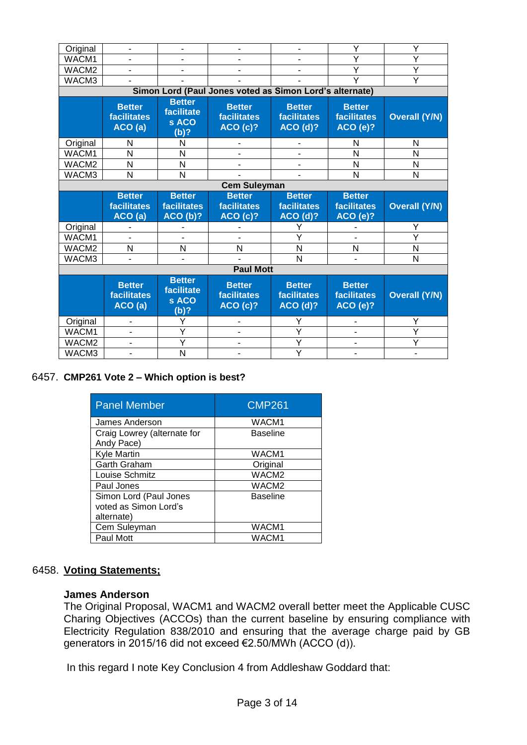| | | | | | | |
|---|---|---|---|---|---|---|
| Original | - | - | - | - | Y | Y |
| WACM1 | - | - | - | - | Y | Y |
| WACM2 | - | - | - | - | Y | Y |
| WACM3 | - | - | - | - | Y | Y |
| **Simon Lord (Paul Jones voted as Simon Lord's alternate)** | | | | | | |
| | **Better facilitates ACO (a)** | **Better facilitates ACO (b)?** | **Better facilitates ACO (c)?** | **Better facilitates ACO (d)?** | **Better facilitates ACO (e)?** | **Overall (Y/N)** |
| Original | N | N | - | - | N | N |
| WACM1 | N | N | - | - | N | N |
| WACM2 | N | N | - | - | N | N |
| WACM3 | N | N | - | - | N | N |
| **Cem Suleyman** | | | | | | |
| | **Better facilitates ACO (a)** | **Better facilitates ACO (b)?** | **Better facilitates ACO (c)?** | **Better facilitates ACO (d)?** | **Better facilitates ACO (e)?** | **Overall (Y/N)** |
| Original | - | - | - | Y | - | Y |
| WACM1 | - | - | - | Y | - | Y |
| WACM2 | N | N | N | N | N | N |
| WACM3 | - | - | - | N | - | N |
| **Paul Mott** | | | | | | |
| | **Better facilitates ACO (a)** | **Better facilitates ACO (b)?** | **Better facilitates ACO (c)?** | **Better facilitates ACO (d)?** | **Better facilitates ACO (e)?** | **Overall (Y/N)** |
| Original | - | Y | - | Y | - | Y |
| WACM1 | - | Y | - | Y | - | Y |
| WACM2 | - | Y | - | Y | - | Y |
| WACM3 | - | N | - | Y | - | - |

6457. **CMP261 Vote 2 – Which option is best?**

| Panel Member | CMP261 |
|---|---|
| James Anderson | WACM1 |
| Craig Lowrey (alternate for Andy Pace) | Baseline |
| Kyle Martin | WACM1 |
| Garth Graham | Original |
| Louise Schmitz | WACM2 |
| Paul Jones | WACM2 |
| Simon Lord (Paul Jones voted as Simon Lord's alternate) | Baseline |
| Cem Suleyman | WACM1 |
| Paul Mott | WACM1 |

6458. **Voting Statements;**

**James Anderson**

The Original Proposal, WACM1 and WACM2 overall better meet the Applicable CUSC Charging Objectives (ACCOs) than the current baseline by ensuring compliance with Electricity Regulation 838/2010 and ensuring that the average charge paid by GB generators in 2015/16 did not exceed €2.50/MWh (ACCO (d)).

In this regard I note Key Conclusion 4 from Addleshaw Goddard that: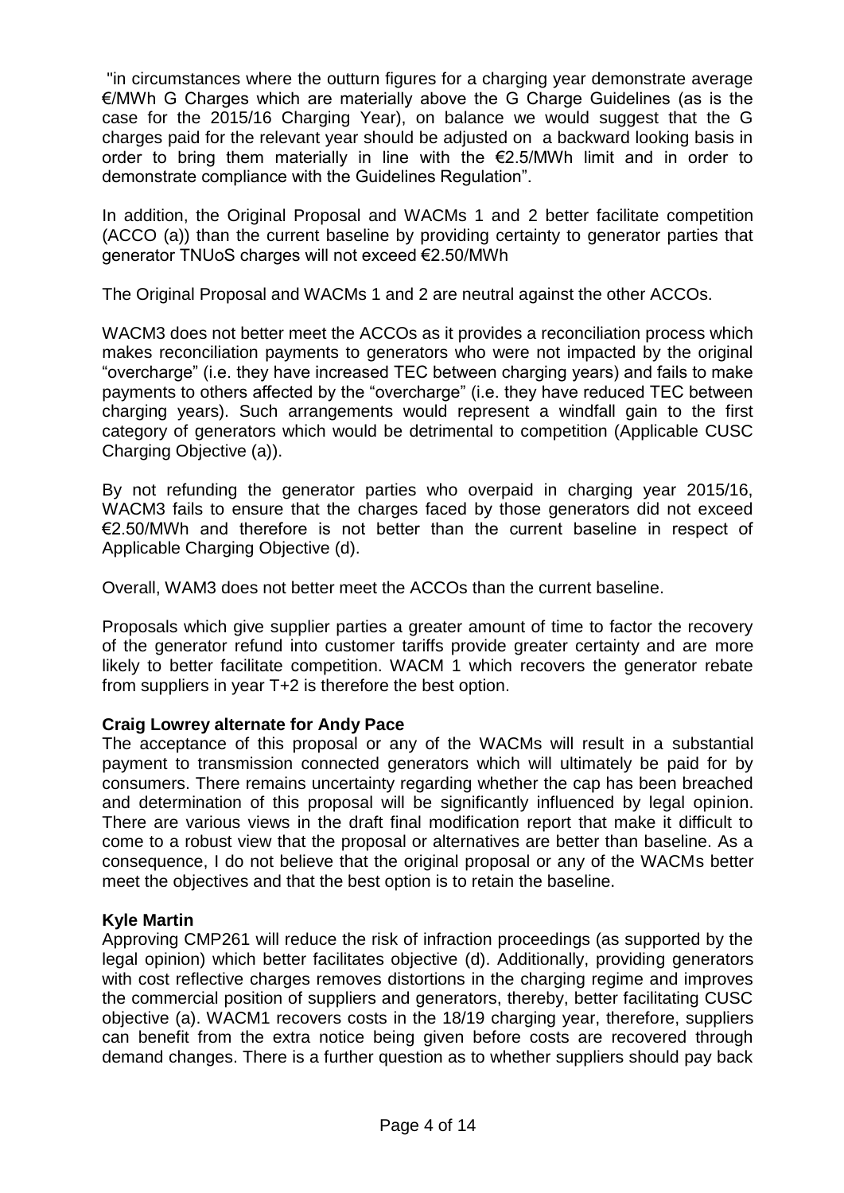"in circumstances where the outturn figures for a charging year demonstrate average €/MWh G Charges which are materially above the G Charge Guidelines (as is the case for the 2015/16 Charging Year), on balance we would suggest that the G charges paid for the relevant year should be adjusted on a backward looking basis in order to bring them materially in line with the €2.5/MWh limit and in order to demonstrate compliance with the Guidelines Regulation".

In addition, the Original Proposal and WACMs 1 and 2 better facilitate competition (ACCO (a)) than the current baseline by providing certainty to generator parties that generator TNUoS charges will not exceed €2.50/MWh

The Original Proposal and WACMs 1 and 2 are neutral against the other ACCOs.

WACM3 does not better meet the ACCOs as it provides a reconciliation process which makes reconciliation payments to generators who were not impacted by the original "overcharge" (i.e. they have increased TEC between charging years) and fails to make payments to others affected by the "overcharge" (i.e. they have reduced TEC between charging years). Such arrangements would represent a windfall gain to the first category of generators which would be detrimental to competition (Applicable CUSC Charging Objective (a)).

By not refunding the generator parties who overpaid in charging year 2015/16, WACM3 fails to ensure that the charges faced by those generators did not exceed €2.50/MWh and therefore is not better than the current baseline in respect of Applicable Charging Objective (d).

Overall, WAM3 does not better meet the ACCOs than the current baseline.

Proposals which give supplier parties a greater amount of time to factor the recovery of the generator refund into customer tariffs provide greater certainty and are more likely to better facilitate competition. WACM 1 which recovers the generator rebate from suppliers in year T+2 is therefore the best option.

**Craig Lowrey alternate for Andy Pace**

The acceptance of this proposal or any of the WACMs will result in a substantial payment to transmission connected generators which will ultimately be paid for by consumers. There remains uncertainty regarding whether the cap has been breached and determination of this proposal will be significantly influenced by legal opinion. There are various views in the draft final modification report that make it difficult to come to a robust view that the proposal or alternatives are better than baseline. As a consequence, I do not believe that the original proposal or any of the WACMs better meet the objectives and that the best option is to retain the baseline.

**Kyle Martin**

Approving CMP261 will reduce the risk of infraction proceedings (as supported by the legal opinion) which better facilitates objective (d). Additionally, providing generators with cost reflective charges removes distortions in the charging regime and improves the commercial position of suppliers and generators, thereby, better facilitating CUSC objective (a). WACM1 recovers costs in the 18/19 charging year, therefore, suppliers can benefit from the extra notice being given before costs are recovered through demand changes. There is a further question as to whether suppliers should pay back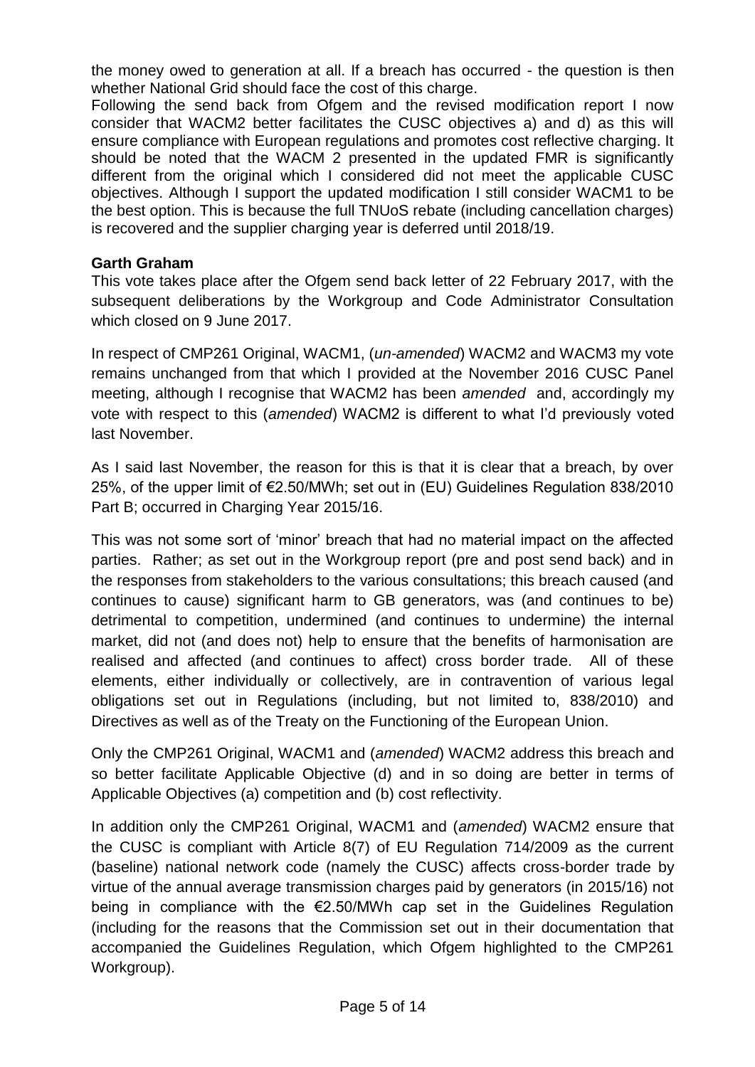the money owed to generation at all. If a breach has occurred - the question is then whether National Grid should face the cost of this charge.

Following the send back from Ofgem and the revised modification report I now consider that WACM2 better facilitates the CUSC objectives a) and d) as this will ensure compliance with European regulations and promotes cost reflective charging. It should be noted that the WACM 2 presented in the updated FMR is significantly different from the original which I considered did not meet the applicable CUSC objectives. Although I support the updated modification I still consider WACM1 to be the best option. This is because the full TNUoS rebate (including cancellation charges) is recovered and the supplier charging year is deferred until 2018/19.

**Garth Graham**

This vote takes place after the Ofgem send back letter of 22 February 2017, with the subsequent deliberations by the Workgroup and Code Administrator Consultation which closed on 9 June 2017.

In respect of CMP261 Original, WACM1, (*un-amended*) WACM2 and WACM3 my vote remains unchanged from that which I provided at the November 2016 CUSC Panel meeting, although I recognise that WACM2 has been *amended* and, accordingly my vote with respect to this (*amended*) WACM2 is different to what I'd previously voted last November.

As I said last November, the reason for this is that it is clear that a breach, by over 25%, of the upper limit of €2.50/MWh; set out in (EU) Guidelines Regulation 838/2010 Part B; occurred in Charging Year 2015/16.

This was not some sort of 'minor' breach that had no material impact on the affected parties. Rather; as set out in the Workgroup report (pre and post send back) and in the responses from stakeholders to the various consultations; this breach caused (and continues to cause) significant harm to GB generators, was (and continues to be) detrimental to competition, undermined (and continues to undermine) the internal market, did not (and does not) help to ensure that the benefits of harmonisation are realised and affected (and continues to affect) cross border trade. All of these elements, either individually or collectively, are in contravention of various legal obligations set out in Regulations (including, but not limited to, 838/2010) and Directives as well as of the Treaty on the Functioning of the European Union.

Only the CMP261 Original, WACM1 and (*amended*) WACM2 address this breach and so better facilitate Applicable Objective (d) and in so doing are better in terms of Applicable Objectives (a) competition and (b) cost reflectivity.

In addition only the CMP261 Original, WACM1 and (*amended*) WACM2 ensure that the CUSC is compliant with Article 8(7) of EU Regulation 714/2009 as the current (baseline) national network code (namely the CUSC) affects cross-border trade by virtue of the annual average transmission charges paid by generators (in 2015/16) not being in compliance with the €2.50/MWh cap set in the Guidelines Regulation (including for the reasons that the Commission set out in their documentation that accompanied the Guidelines Regulation, which Ofgem highlighted to the CMP261 Workgroup).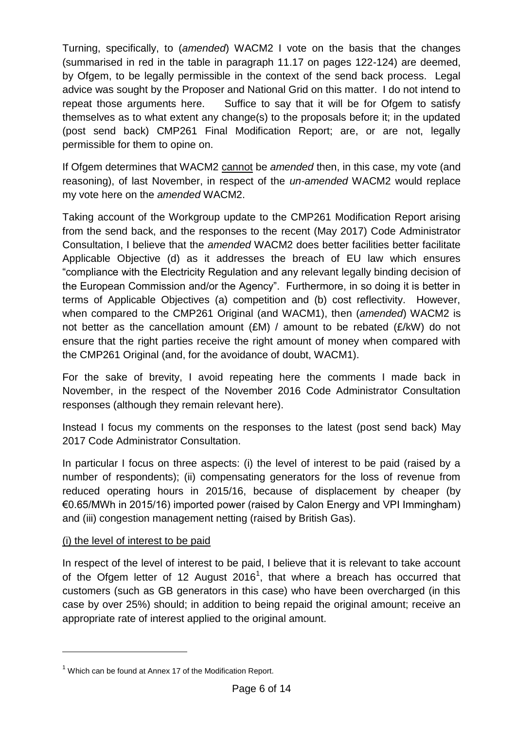Turning, specifically, to (*amended*) WACM2 I vote on the basis that the changes (summarised in red in the table in paragraph 11.17 on pages 122-124) are deemed, by Ofgem, to be legally permissible in the context of the send back process. Legal advice was sought by the Proposer and National Grid on this matter. I do not intend to repeat those arguments here. Suffice to say that it will be for Ofgem to satisfy themselves as to what extent any change(s) to the proposals before it; in the updated (post send back) CMP261 Final Modification Report; are, or are not, legally permissible for them to opine on.

If Ofgem determines that WACM2 cannot be *amended* then, in this case, my vote (and reasoning), of last November, in respect of the *un-amended* WACM2 would replace my vote here on the *amended* WACM2.

Taking account of the Workgroup update to the CMP261 Modification Report arising from the send back, and the responses to the recent (May 2017) Code Administrator Consultation, I believe that the *amended* WACM2 does better facilities better facilitate Applicable Objective (d) as it addresses the breach of EU law which ensures "compliance with the Electricity Regulation and any relevant legally binding decision of the European Commission and/or the Agency". Furthermore, in so doing it is better in terms of Applicable Objectives (a) competition and (b) cost reflectivity. However, when compared to the CMP261 Original (and WACM1), then (*amended*) WACM2 is not better as the cancellation amount (£M) / amount to be rebated (£/kW) do not ensure that the right parties receive the right amount of money when compared with the CMP261 Original (and, for the avoidance of doubt, WACM1).

For the sake of brevity, I avoid repeating here the comments I made back in November, in the respect of the November 2016 Code Administrator Consultation responses (although they remain relevant here).

Instead I focus my comments on the responses to the latest (post send back) May 2017 Code Administrator Consultation.

In particular I focus on three aspects: (i) the level of interest to be paid (raised by a number of respondents); (ii) compensating generators for the loss of revenue from reduced operating hours in 2015/16, because of displacement by cheaper (by €0.65/MWh in 2015/16) imported power (raised by Calon Energy and VPI Immingham) and (iii) congestion management netting (raised by British Gas).

(i) the level of interest to be paid

In respect of the level of interest to be paid, I believe that it is relevant to take account of the Ofgem letter of 12 August 2016[1], that where a breach has occurred that customers (such as GB generators in this case) who have been overcharged (in this case by over 25%) should; in addition to being repaid the original amount; receive an appropriate rate of interest applied to the original amount.

[1] Which can be found at Annex 17 of the Modification Report.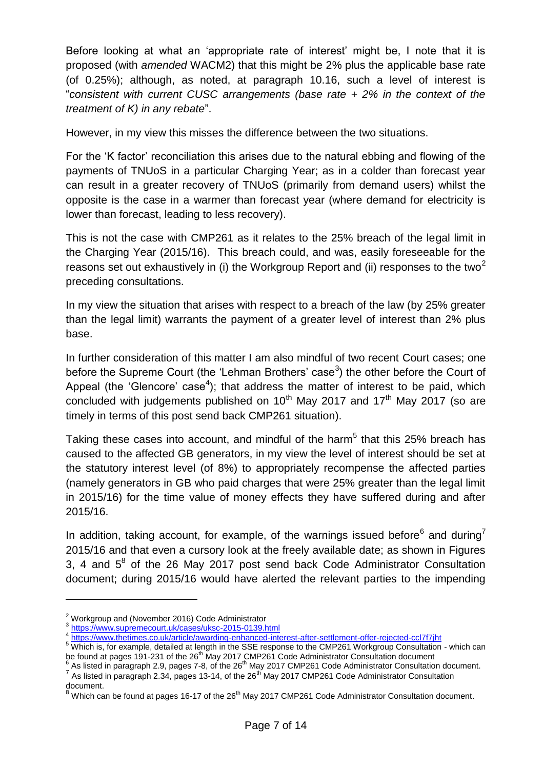Before looking at what an 'appropriate rate of interest' might be, I note that it is proposed (with *amended* WACM2) that this might be 2% plus the applicable base rate (of 0.25%); although, as noted, at paragraph 10.16, such a level of interest is "*consistent with current CUSC arrangements (base rate + 2% in the context of the treatment of K) in any rebate*".

However, in my view this misses the difference between the two situations.

For the 'K factor' reconciliation this arises due to the natural ebbing and flowing of the payments of TNUoS in a particular Charging Year; as in a colder than forecast year can result in a greater recovery of TNUoS (primarily from demand users) whilst the opposite is the case in a warmer than forecast year (where demand for electricity is lower than forecast, leading to less recovery).

This is not the case with CMP261 as it relates to the 25% breach of the legal limit in the Charging Year (2015/16). This breach could, and was, easily foreseeable for the reasons set out exhaustively in (i) the Workgroup Report and (ii) responses to the two[2] preceding consultations.

In my view the situation that arises with respect to a breach of the law (by 25% greater than the legal limit) warrants the payment of a greater level of interest than 2% plus base.

In further consideration of this matter I am also mindful of two recent Court cases; one before the Supreme Court (the 'Lehman Brothers' case[3]) the other before the Court of Appeal (the 'Glencore' case[4]); that address the matter of interest to be paid, which concluded with judgements published on 10th May 2017 and 17th May 2017 (so are timely in terms of this post send back CMP261 situation).

Taking these cases into account, and mindful of the harm[5] that this 25% breach has caused to the affected GB generators, in my view the level of interest should be set at the statutory interest level (of 8%) to appropriately recompense the affected parties (namely generators in GB who paid charges that were 25% greater than the legal limit in 2015/16) for the time value of money effects they have suffered during and after 2015/16.

In addition, taking account, for example, of the warnings issued before[6] and during[7] 2015/16 and that even a cursory look at the freely available date; as shown in Figures 3, 4 and 5[8] of the 26 May 2017 post send back Code Administrator Consultation document; during 2015/16 would have alerted the relevant parties to the impending

---

[2] Workgroup and (November 2016) Code Administrator

[3] https://www.supremecourt.uk/cases/uksc-2015-0139.html

[4] https://www.thetimes.co.uk/article/awarding-enhanced-interest-after-settlement-offer-rejected-ccl7f7jht

[5] Which is, for example, detailed at length in the SSE response to the CMP261 Workgroup Consultation - which can be found at pages 191-231 of the 26th May 2017 CMP261 Code Administrator Consultation document

[6] As listed in paragraph 2.9, pages 7-8, of the 26th May 2017 CMP261 Code Administrator Consultation document.

[7] As listed in paragraph 2.34, pages 13-14, of the 26th May 2017 CMP261 Code Administrator Consultation document.

[8] Which can be found at pages 16-17 of the 26th May 2017 CMP261 Code Administrator Consultation document.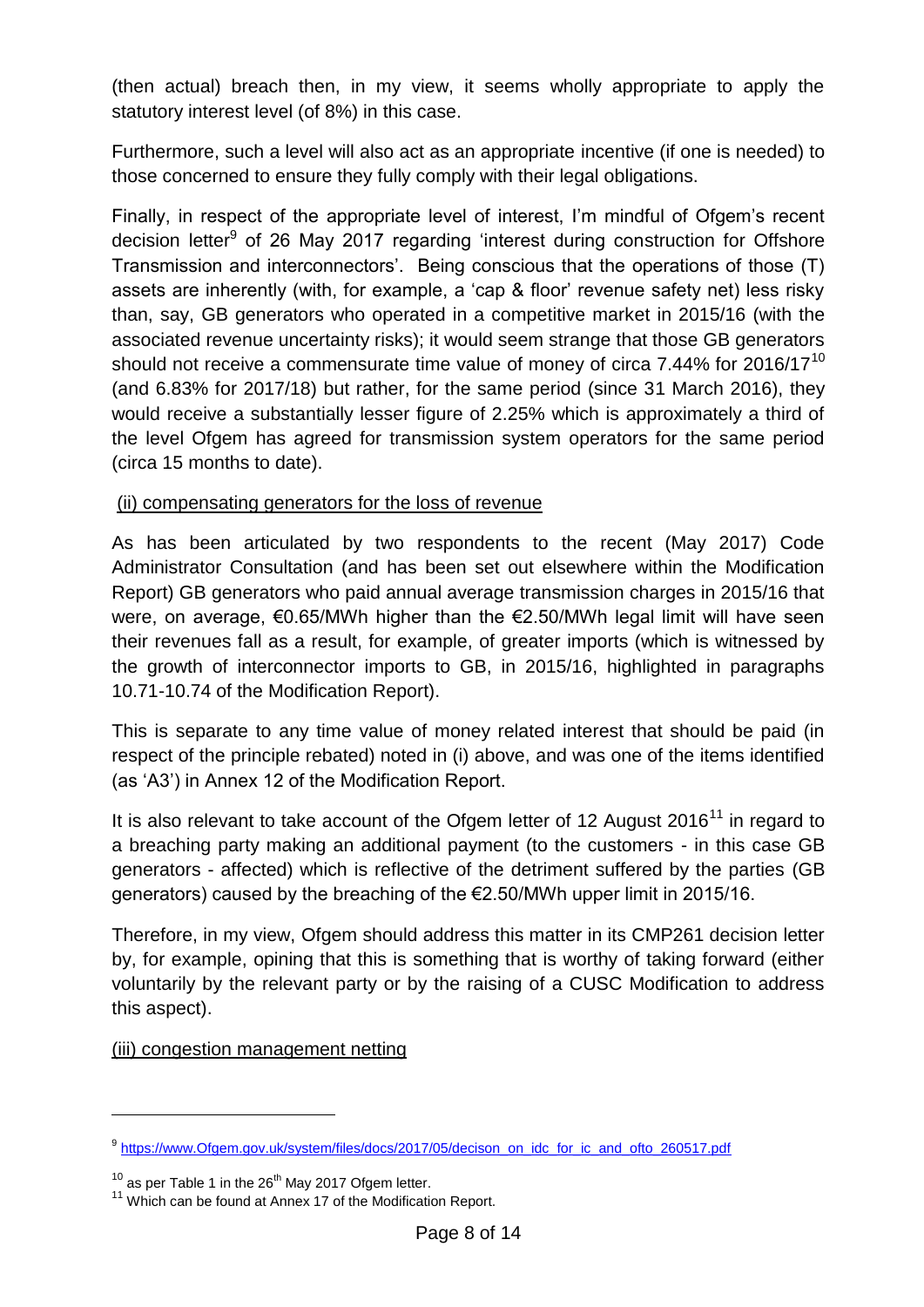(then actual) breach then, in my view, it seems wholly appropriate to apply the statutory interest level (of 8%) in this case.

Furthermore, such a level will also act as an appropriate incentive (if one is needed) to those concerned to ensure they fully comply with their legal obligations.

Finally, in respect of the appropriate level of interest, I'm mindful of Ofgem's recent decision letter[9] of 26 May 2017 regarding 'interest during construction for Offshore Transmission and interconnectors'. Being conscious that the operations of those (T) assets are inherently (with, for example, a 'cap & floor' revenue safety net) less risky than, say, GB generators who operated in a competitive market in 2015/16 (with the associated revenue uncertainty risks); it would seem strange that those GB generators should not receive a commensurate time value of money of circa 7.44% for 2016/17[10] (and 6.83% for 2017/18) but rather, for the same period (since 31 March 2016), they would receive a substantially lesser figure of 2.25% which is approximately a third of the level Ofgem has agreed for transmission system operators for the same period (circa 15 months to date).

(ii) compensating generators for the loss of revenue

As has been articulated by two respondents to the recent (May 2017) Code Administrator Consultation (and has been set out elsewhere within the Modification Report) GB generators who paid annual average transmission charges in 2015/16 that were, on average, €0.65/MWh higher than the €2.50/MWh legal limit will have seen their revenues fall as a result, for example, of greater imports (which is witnessed by the growth of interconnector imports to GB, in 2015/16, highlighted in paragraphs 10.71-10.74 of the Modification Report).

This is separate to any time value of money related interest that should be paid (in respect of the principle rebated) noted in (i) above, and was one of the items identified (as 'A3') in Annex 12 of the Modification Report.

It is also relevant to take account of the Ofgem letter of 12 August 2016[11] in regard to a breaching party making an additional payment (to the customers - in this case GB generators - affected) which is reflective of the detriment suffered by the parties (GB generators) caused by the breaching of the €2.50/MWh upper limit in 2015/16.

Therefore, in my view, Ofgem should address this matter in its CMP261 decision letter by, for example, opining that this is something that is worthy of taking forward (either voluntarily by the relevant party or by the raising of a CUSC Modification to address this aspect).

(iii) congestion management netting

---

[9] https://www.Ofgem.gov.uk/system/files/docs/2017/05/decison_on_idc_for_ic_and_ofto_260517.pdf

[10] as per Table 1 in the 26th May 2017 Ofgem letter.

[11] Which can be found at Annex 17 of the Modification Report.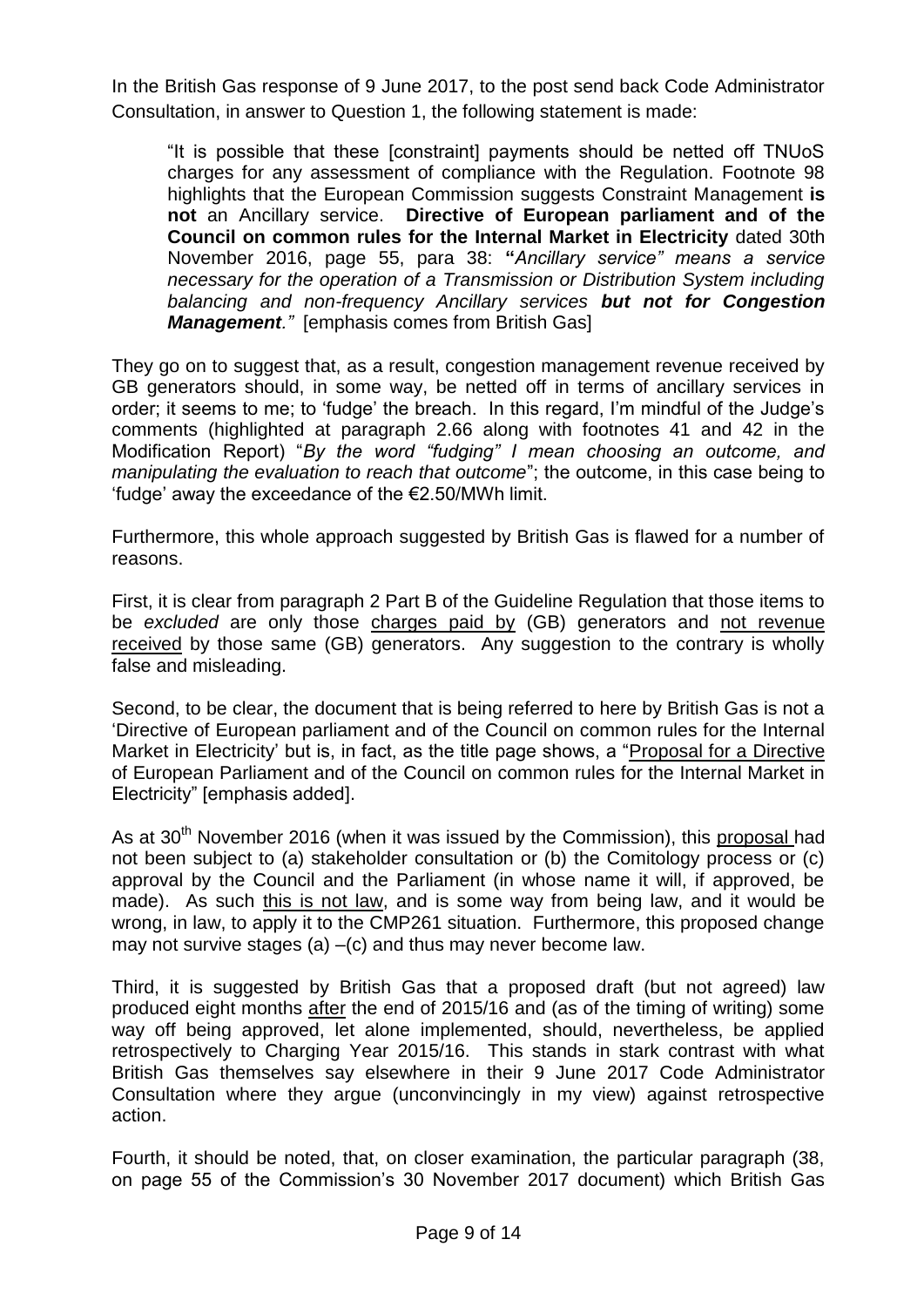In the British Gas response of 9 June 2017, to the post send back Code Administrator Consultation, in answer to Question 1, the following statement is made:

> "It is possible that these [constraint] payments should be netted off TNUoS charges for any assessment of compliance with the Regulation. Footnote 98 highlights that the European Commission suggests Constraint Management **is not** an Ancillary service. **Directive of European parliament and of the Council on common rules for the Internal Market in Electricity** dated 30th November 2016, page 55, para 38: **"***Ancillary service" means a service necessary for the operation of a Transmission or Distribution System including balancing and non-frequency Ancillary services* ***but not for Congestion Management****."* [emphasis comes from British Gas]

They go on to suggest that, as a result, congestion management revenue received by GB generators should, in some way, be netted off in terms of ancillary services in order; it seems to me; to 'fudge' the breach. In this regard, I'm mindful of the Judge's comments (highlighted at paragraph 2.66 along with footnotes 41 and 42 in the Modification Report) "*By the word "fudging" I mean choosing an outcome, and manipulating the evaluation to reach that outcome*"; the outcome, in this case being to 'fudge' away the exceedance of the €2.50/MWh limit.

Furthermore, this whole approach suggested by British Gas is flawed for a number of reasons.

First, it is clear from paragraph 2 Part B of the Guideline Regulation that those items to be *excluded* are only those <u>charges paid by</u> (GB) generators and <u>not revenue received</u> by those same (GB) generators. Any suggestion to the contrary is wholly false and misleading.

Second, to be clear, the document that is being referred to here by British Gas is not a 'Directive of European parliament and of the Council on common rules for the Internal Market in Electricity' but is, in fact, as the title page shows, a "<u>Proposal for a Directive</u> of European Parliament and of the Council on common rules for the Internal Market in Electricity" [emphasis added].

As at 30th November 2016 (when it was issued by the Commission), this <u>proposal</u> had not been subject to (a) stakeholder consultation or (b) the Comitology process or (c) approval by the Council and the Parliament (in whose name it will, if approved, be made). As such <u>this is not law</u>, and is some way from being law, and it would be wrong, in law, to apply it to the CMP261 situation. Furthermore, this proposed change may not survive stages (a) –(c) and thus may never become law.

Third, it is suggested by British Gas that a proposed draft (but not agreed) law produced eight months <u>after</u> the end of 2015/16 and (as of the timing of writing) some way off being approved, let alone implemented, should, nevertheless, be applied retrospectively to Charging Year 2015/16. This stands in stark contrast with what British Gas themselves say elsewhere in their 9 June 2017 Code Administrator Consultation where they argue (unconvincingly in my view) against retrospective action.

Fourth, it should be noted, that, on closer examination, the particular paragraph (38, on page 55 of the Commission's 30 November 2017 document) which British Gas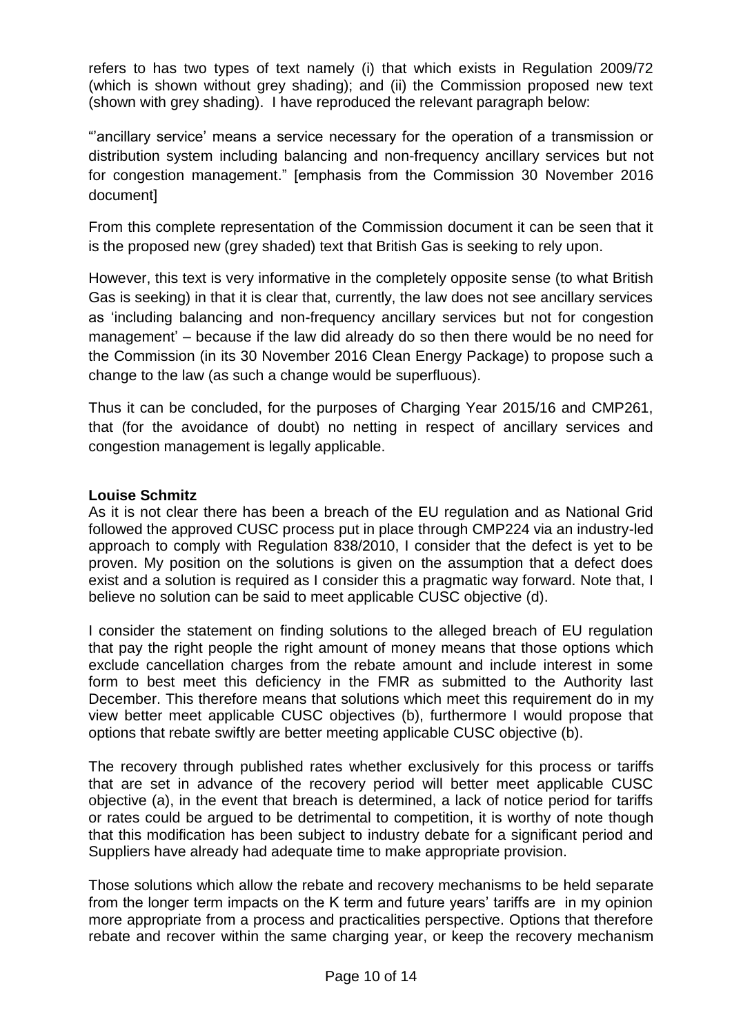refers to has two types of text namely (i) that which exists in Regulation 2009/72 (which is shown without grey shading); and (ii) the Commission proposed new text (shown with grey shading). I have reproduced the relevant paragraph below:

"'ancillary service' means a service necessary for the operation of a transmission or distribution system including balancing and non-frequency ancillary services but not for congestion management." [emphasis from the Commission 30 November 2016 document]

From this complete representation of the Commission document it can be seen that it is the proposed new (grey shaded) text that British Gas is seeking to rely upon.

However, this text is very informative in the completely opposite sense (to what British Gas is seeking) in that it is clear that, currently, the law does not see ancillary services as 'including balancing and non-frequency ancillary services but not for congestion management' – because if the law did already do so then there would be no need for the Commission (in its 30 November 2016 Clean Energy Package) to propose such a change to the law (as such a change would be superfluous).

Thus it can be concluded, for the purposes of Charging Year 2015/16 and CMP261, that (for the avoidance of doubt) no netting in respect of ancillary services and congestion management is legally applicable.

**Louise Schmitz**

As it is not clear there has been a breach of the EU regulation and as National Grid followed the approved CUSC process put in place through CMP224 via an industry-led approach to comply with Regulation 838/2010, I consider that the defect is yet to be proven. My position on the solutions is given on the assumption that a defect does exist and a solution is required as I consider this a pragmatic way forward. Note that, I believe no solution can be said to meet applicable CUSC objective (d).

I consider the statement on finding solutions to the alleged breach of EU regulation that pay the right people the right amount of money means that those options which exclude cancellation charges from the rebate amount and include interest in some form to best meet this deficiency in the FMR as submitted to the Authority last December. This therefore means that solutions which meet this requirement do in my view better meet applicable CUSC objectives (b), furthermore I would propose that options that rebate swiftly are better meeting applicable CUSC objective (b).

The recovery through published rates whether exclusively for this process or tariffs that are set in advance of the recovery period will better meet applicable CUSC objective (a), in the event that breach is determined, a lack of notice period for tariffs or rates could be argued to be detrimental to competition, it is worthy of note though that this modification has been subject to industry debate for a significant period and Suppliers have already had adequate time to make appropriate provision.

Those solutions which allow the rebate and recovery mechanisms to be held separate from the longer term impacts on the K term and future years' tariffs are in my opinion more appropriate from a process and practicalities perspective. Options that therefore rebate and recover within the same charging year, or keep the recovery mechanism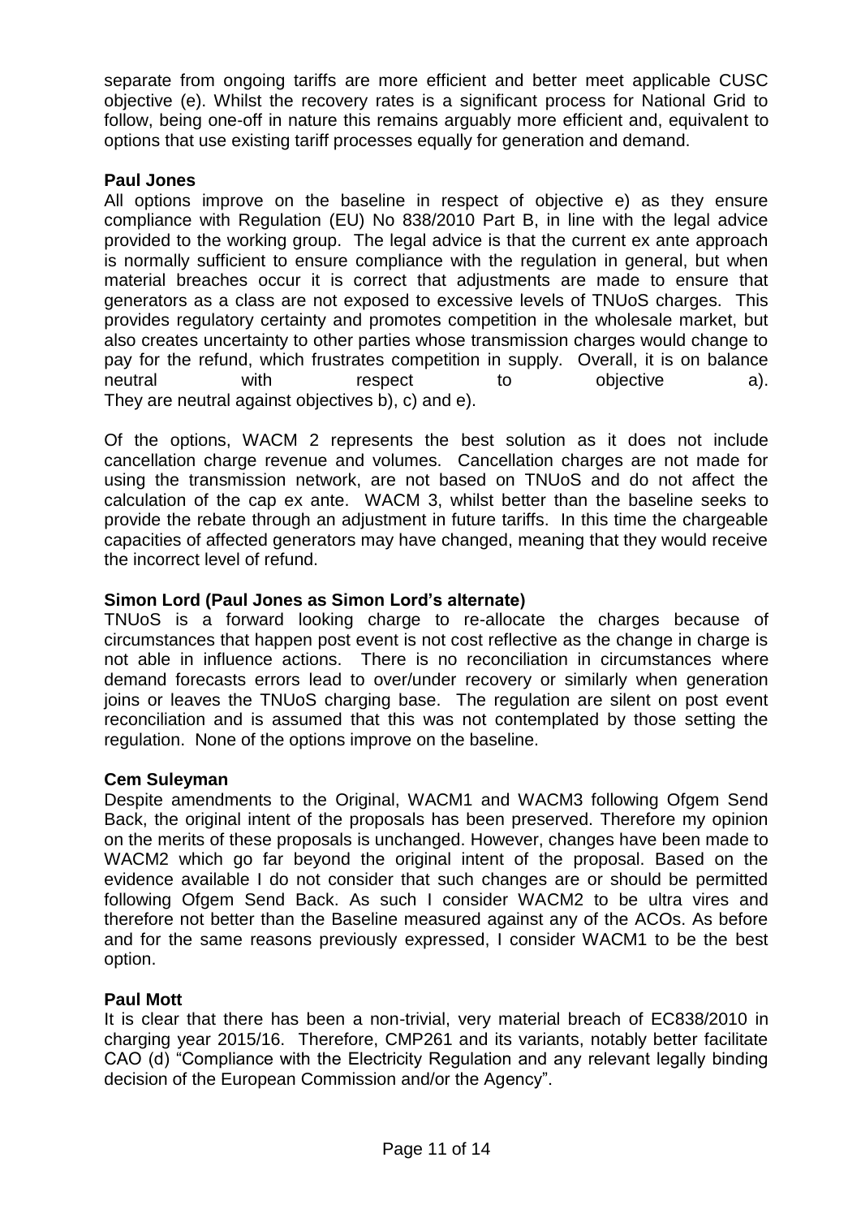separate from ongoing tariffs are more efficient and better meet applicable CUSC objective (e). Whilst the recovery rates is a significant process for National Grid to follow, being one-off in nature this remains arguably more efficient and, equivalent to options that use existing tariff processes equally for generation and demand.

**Paul Jones**

All options improve on the baseline in respect of objective e) as they ensure compliance with Regulation (EU) No 838/2010 Part B, in line with the legal advice provided to the working group. The legal advice is that the current ex ante approach is normally sufficient to ensure compliance with the regulation in general, but when material breaches occur it is correct that adjustments are made to ensure that generators as a class are not exposed to excessive levels of TNUoS charges. This provides regulatory certainty and promotes competition in the wholesale market, but also creates uncertainty to other parties whose transmission charges would change to pay for the refund, which frustrates competition in supply. Overall, it is on balance neutral with respect to objective a). They are neutral against objectives b), c) and e).

Of the options, WACM 2 represents the best solution as it does not include cancellation charge revenue and volumes. Cancellation charges are not made for using the transmission network, are not based on TNUoS and do not affect the calculation of the cap ex ante. WACM 3, whilst better than the baseline seeks to provide the rebate through an adjustment in future tariffs. In this time the chargeable capacities of affected generators may have changed, meaning that they would receive the incorrect level of refund.

**Simon Lord (Paul Jones as Simon Lord's alternate)**

TNUoS is a forward looking charge to re-allocate the charges because of circumstances that happen post event is not cost reflective as the change in charge is not able in influence actions. There is no reconciliation in circumstances where demand forecasts errors lead to over/under recovery or similarly when generation joins or leaves the TNUoS charging base. The regulation are silent on post event reconciliation and is assumed that this was not contemplated by those setting the regulation. None of the options improve on the baseline.

**Cem Suleyman**

Despite amendments to the Original, WACM1 and WACM3 following Ofgem Send Back, the original intent of the proposals has been preserved. Therefore my opinion on the merits of these proposals is unchanged. However, changes have been made to WACM2 which go far beyond the original intent of the proposal. Based on the evidence available I do not consider that such changes are or should be permitted following Ofgem Send Back. As such I consider WACM2 to be ultra vires and therefore not better than the Baseline measured against any of the ACOs. As before and for the same reasons previously expressed, I consider WACM1 to be the best option.

**Paul Mott**

It is clear that there has been a non-trivial, very material breach of EC838/2010 in charging year 2015/16. Therefore, CMP261 and its variants, notably better facilitate CAO (d) "Compliance with the Electricity Regulation and any relevant legally binding decision of the European Commission and/or the Agency".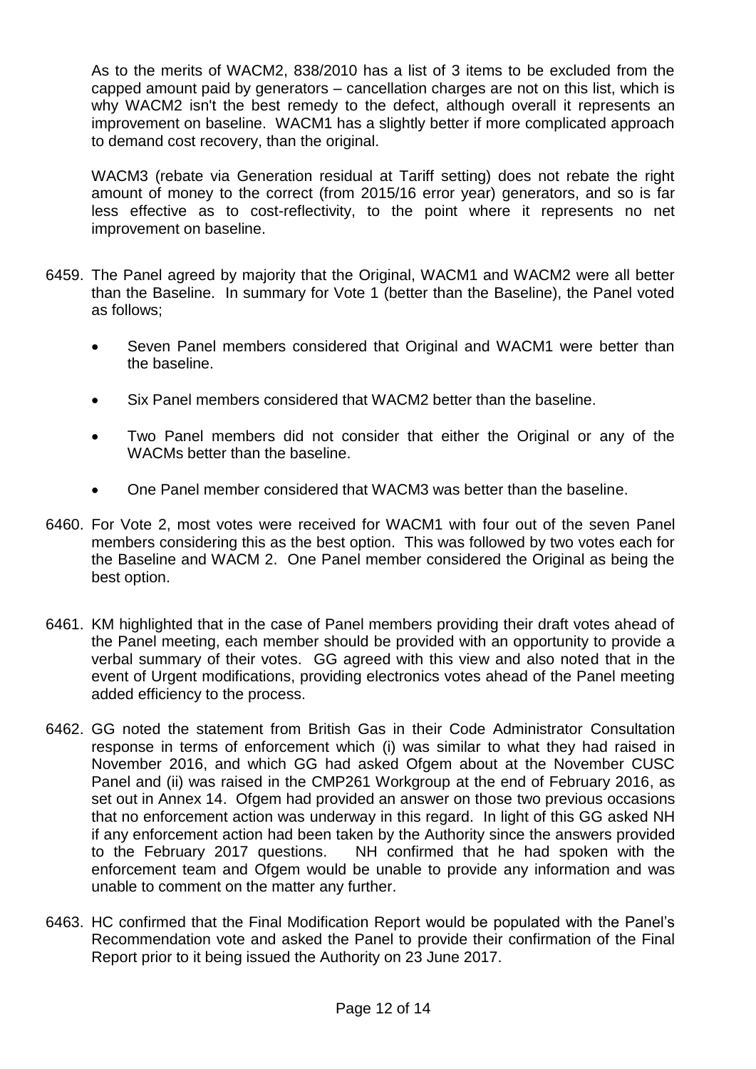As to the merits of WACM2, 838/2010 has a list of 3 items to be excluded from the capped amount paid by generators – cancellation charges are not on this list, which is why WACM2 isn't the best remedy to the defect, although overall it represents an improvement on baseline. WACM1 has a slightly better if more complicated approach to demand cost recovery, than the original.

WACM3 (rebate via Generation residual at Tariff setting) does not rebate the right amount of money to the correct (from 2015/16 error year) generators, and so is far less effective as to cost-reflectivity, to the point where it represents no net improvement on baseline.

6459. The Panel agreed by majority that the Original, WACM1 and WACM2 were all better than the Baseline. In summary for Vote 1 (better than the Baseline), the Panel voted as follows;

- Seven Panel members considered that Original and WACM1 were better than the baseline.
- Six Panel members considered that WACM2 better than the baseline.
- Two Panel members did not consider that either the Original or any of the WACMs better than the baseline.
- One Panel member considered that WACM3 was better than the baseline.

6460. For Vote 2, most votes were received for WACM1 with four out of the seven Panel members considering this as the best option. This was followed by two votes each for the Baseline and WACM 2. One Panel member considered the Original as being the best option.

6461. KM highlighted that in the case of Panel members providing their draft votes ahead of the Panel meeting, each member should be provided with an opportunity to provide a verbal summary of their votes. GG agreed with this view and also noted that in the event of Urgent modifications, providing electronics votes ahead of the Panel meeting added efficiency to the process.

6462. GG noted the statement from British Gas in their Code Administrator Consultation response in terms of enforcement which (i) was similar to what they had raised in November 2016, and which GG had asked Ofgem about at the November CUSC Panel and (ii) was raised in the CMP261 Workgroup at the end of February 2016, as set out in Annex 14. Ofgem had provided an answer on those two previous occasions that no enforcement action was underway in this regard. In light of this GG asked NH if any enforcement action had been taken by the Authority since the answers provided to the February 2017 questions. NH confirmed that he had spoken with the enforcement team and Ofgem would be unable to provide any information and was unable to comment on the matter any further.

6463. HC confirmed that the Final Modification Report would be populated with the Panel's Recommendation vote and asked the Panel to provide their confirmation of the Final Report prior to it being issued the Authority on 23 June 2017.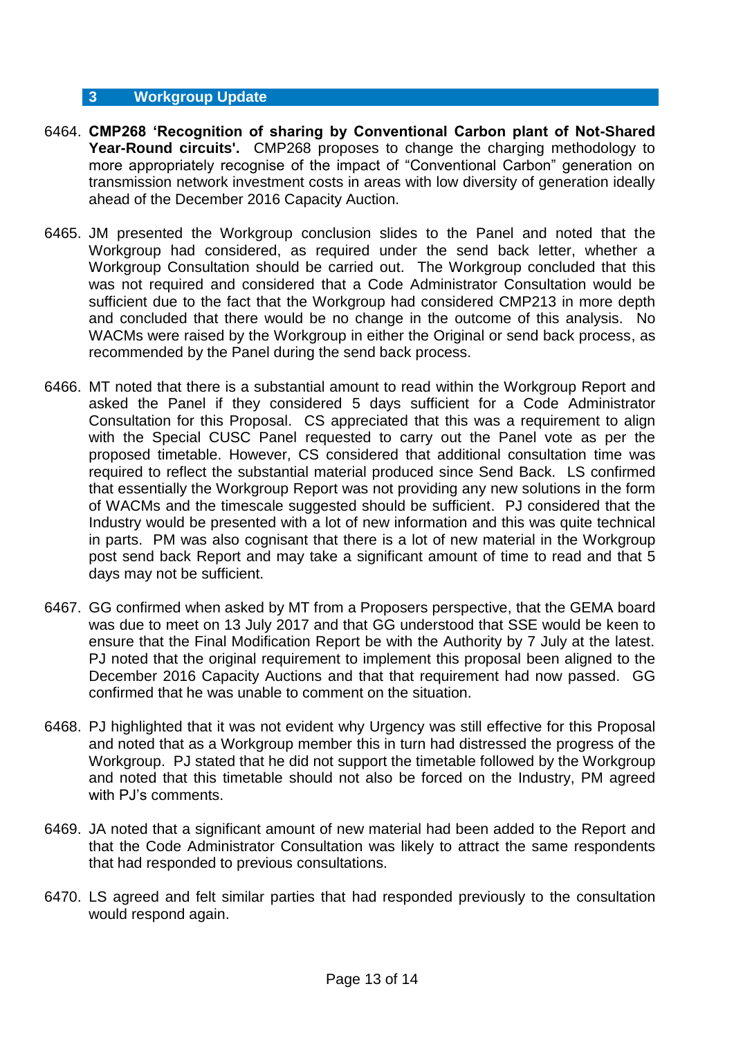## 3 Workgroup Update

6464. **CMP268 'Recognition of sharing by Conventional Carbon plant of Not-Shared Year-Round circuits'.** CMP268 proposes to change the charging methodology to more appropriately recognise of the impact of "Conventional Carbon" generation on transmission network investment costs in areas with low diversity of generation ideally ahead of the December 2016 Capacity Auction.

6465. JM presented the Workgroup conclusion slides to the Panel and noted that the Workgroup had considered, as required under the send back letter, whether a Workgroup Consultation should be carried out. The Workgroup concluded that this was not required and considered that a Code Administrator Consultation would be sufficient due to the fact that the Workgroup had considered CMP213 in more depth and concluded that there would be no change in the outcome of this analysis. No WACMs were raised by the Workgroup in either the Original or send back process, as recommended by the Panel during the send back process.

6466. MT noted that there is a substantial amount to read within the Workgroup Report and asked the Panel if they considered 5 days sufficient for a Code Administrator Consultation for this Proposal. CS appreciated that this was a requirement to align with the Special CUSC Panel requested to carry out the Panel vote as per the proposed timetable. However, CS considered that additional consultation time was required to reflect the substantial material produced since Send Back. LS confirmed that essentially the Workgroup Report was not providing any new solutions in the form of WACMs and the timescale suggested should be sufficient. PJ considered that the Industry would be presented with a lot of new information and this was quite technical in parts. PM was also cognisant that there is a lot of new material in the Workgroup post send back Report and may take a significant amount of time to read and that 5 days may not be sufficient.

6467. GG confirmed when asked by MT from a Proposers perspective, that the GEMA board was due to meet on 13 July 2017 and that GG understood that SSE would be keen to ensure that the Final Modification Report be with the Authority by 7 July at the latest. PJ noted that the original requirement to implement this proposal been aligned to the December 2016 Capacity Auctions and that that requirement had now passed. GG confirmed that he was unable to comment on the situation.

6468. PJ highlighted that it was not evident why Urgency was still effective for this Proposal and noted that as a Workgroup member this in turn had distressed the progress of the Workgroup. PJ stated that he did not support the timetable followed by the Workgroup and noted that this timetable should not also be forced on the Industry, PM agreed with PJ's comments.

6469. JA noted that a significant amount of new material had been added to the Report and that the Code Administrator Consultation was likely to attract the same respondents that had responded to previous consultations.

6470. LS agreed and felt similar parties that had responded previously to the consultation would respond again.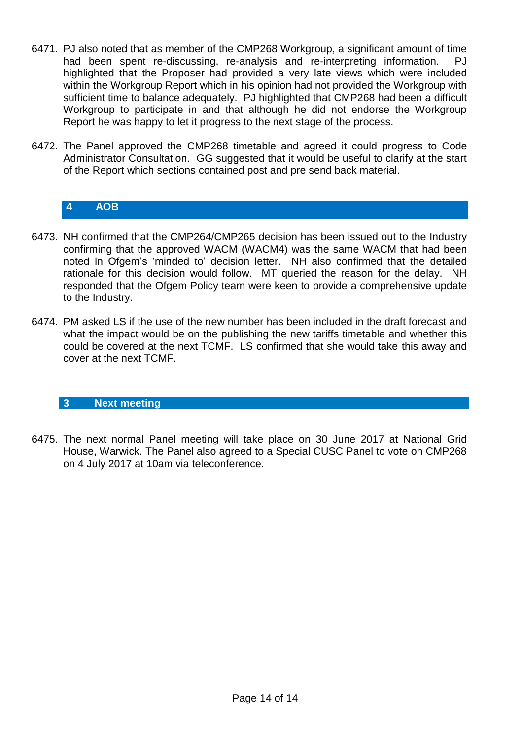6471. PJ also noted that as member of the CMP268 Workgroup, a significant amount of time had been spent re-discussing, re-analysis and re-interpreting information. PJ highlighted that the Proposer had provided a very late views which were included within the Workgroup Report which in his opinion had not provided the Workgroup with sufficient time to balance adequately. PJ highlighted that CMP268 had been a difficult Workgroup to participate in and that although he did not endorse the Workgroup Report he was happy to let it progress to the next stage of the process.

6472. The Panel approved the CMP268 timetable and agreed it could progress to Code Administrator Consultation. GG suggested that it would be useful to clarify at the start of the Report which sections contained post and pre send back material.

## 4 AOB

6473. NH confirmed that the CMP264/CMP265 decision has been issued out to the Industry confirming that the approved WACM (WACM4) was the same WACM that had been noted in Ofgem's 'minded to' decision letter. NH also confirmed that the detailed rationale for this decision would follow. MT queried the reason for the delay. NH responded that the Ofgem Policy team were keen to provide a comprehensive update to the Industry.

6474. PM asked LS if the use of the new number has been included in the draft forecast and what the impact would be on the publishing the new tariffs timetable and whether this could be covered at the next TCMF. LS confirmed that she would take this away and cover at the next TCMF.

## 3 Next meeting

6475. The next normal Panel meeting will take place on 30 June 2017 at National Grid House, Warwick. The Panel also agreed to a Special CUSC Panel to vote on CMP268 on 4 July 2017 at 10am via teleconference.